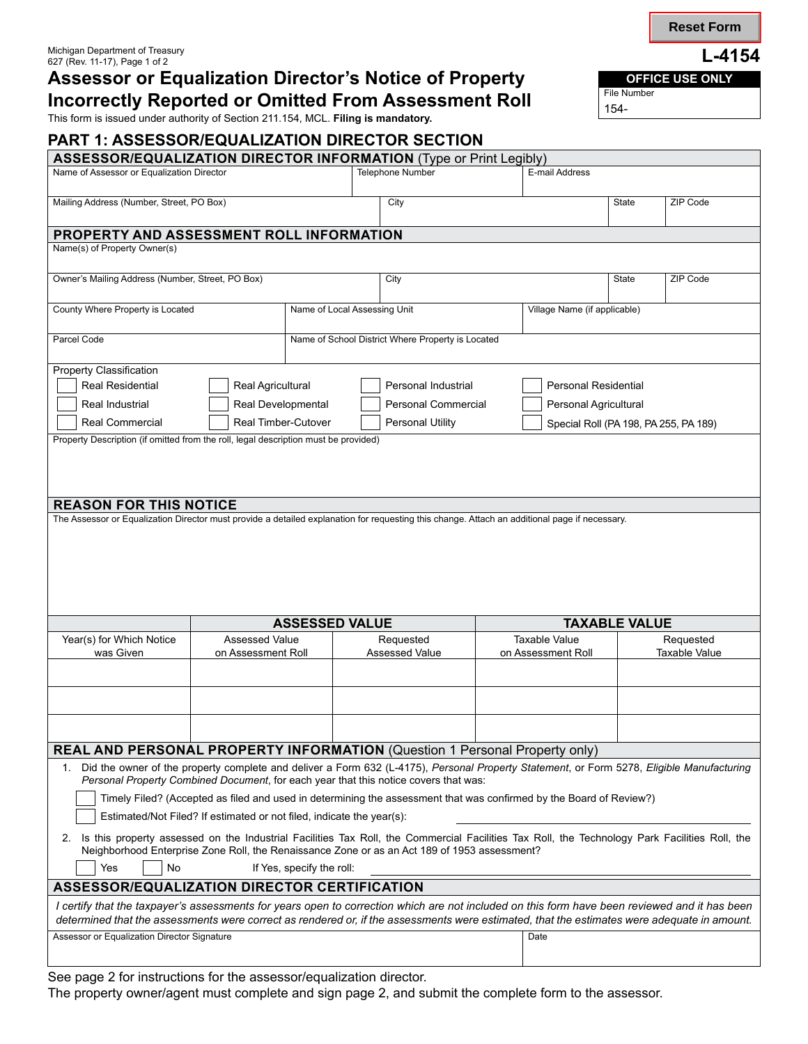Reset Form

Michigan Department of Treasury
627 (Rev. 11-17)

**L-4154**

# Assessor or Equalization Director's Notice of Property Incorrectly Reported or Omitted From Assessment Roll

This form is issued under authority of Section 211.154, MCL. **Filing is mandatory.**

| OFFICE USE ONLY |
|---|
| File Number 154- |

## PART 1: ASSESSOR/EQUALIZATION DIRECTOR SECTION

### ASSESSOR/EQUALIZATION DIRECTOR INFORMATION (Type or Print Legibly)

| Name of Assessor or Equalization Director | Telephone Number | E-mail Address | |
|---|---|---|---|
| Mailing Address (Number, Street, PO Box) | City | State | ZIP Code |

### PROPERTY AND ASSESSMENT ROLL INFORMATION

| Name(s) of Property Owner(s) | | | |
|---|---|---|---|
| Owner's Mailing Address (Number, Street, PO Box) | City | State | ZIP Code |
| County Where Property is Located | Name of Local Assessing Unit | Village Name (if applicable) | |
| Parcel Code | Name of School District Where Property is Located | | |

Property Classification

- ☐ Real Residential
- ☐ Real Industrial
- ☐ Real Commercial
- ☐ Real Agricultural
- ☐ Real Developmental
- ☐ Real Timber-Cutover
- ☐ Personal Industrial
- ☐ Personal Commercial
- ☐ Personal Utility
- ☐ Personal Residential
- ☐ Personal Agricultural
- ☐ Special Roll (PA 198, PA 255, PA 189)

Property Description (if omitted from the roll, legal description must be provided)

### REASON FOR THIS NOTICE

The Assessor or Equalization Director must provide a detailed explanation for requesting this change. Attach an additional page if necessary.

| | ASSESSED VALUE | | TAXABLE VALUE | |
|---|---|---|---|---|
| Year(s) for Which Notice was Given | Assessed Value on Assessment Roll | Requested Assessed Value | Taxable Value on Assessment Roll | Requested Taxable Value |
| | | | | |
| | | | | |
| | | | | |

### REAL AND PERSONAL PROPERTY INFORMATION (Question 1 Personal Property only)

1. Did the owner of the property complete and deliver a Form 632 (L-4175), *Personal Property Statement*, or Form 5278, *Eligible Manufacturing Personal Property Combined Document*, for each year that this notice covers that was:
   - ☐ Timely Filed? (Accepted as filed and used in determining the assessment that was confirmed by the Board of Review?)
   - ☐ Estimated/Not Filed? If estimated or not filed, indicate the year(s): ____________________

2. Is this property assessed on the Industrial Facilities Tax Roll, the Commercial Facilities Tax Roll, the Technology Park Facilities Roll, the Neighborhood Enterprise Zone Roll, the Renaissance Zone or as an Act 189 of 1953 assessment?

   ☐ Yes ☐ No If Yes, specify the roll: ____________________

### ASSESSOR/EQUALIZATION DIRECTOR CERTIFICATION

*I certify that the taxpayer's assessments for years open to correction which are not included on this form have been reviewed and it has been determined that the assessments were correct as rendered or, if the assessments were estimated, that the estimates were adequate in amount.*

| Assessor or Equalization Director Signature | Date |
|---|---|
| | |

See page 2 for instructions for the assessor/equalization director.
The property owner/agent must complete and sign page 2, and submit the complete form to the assessor.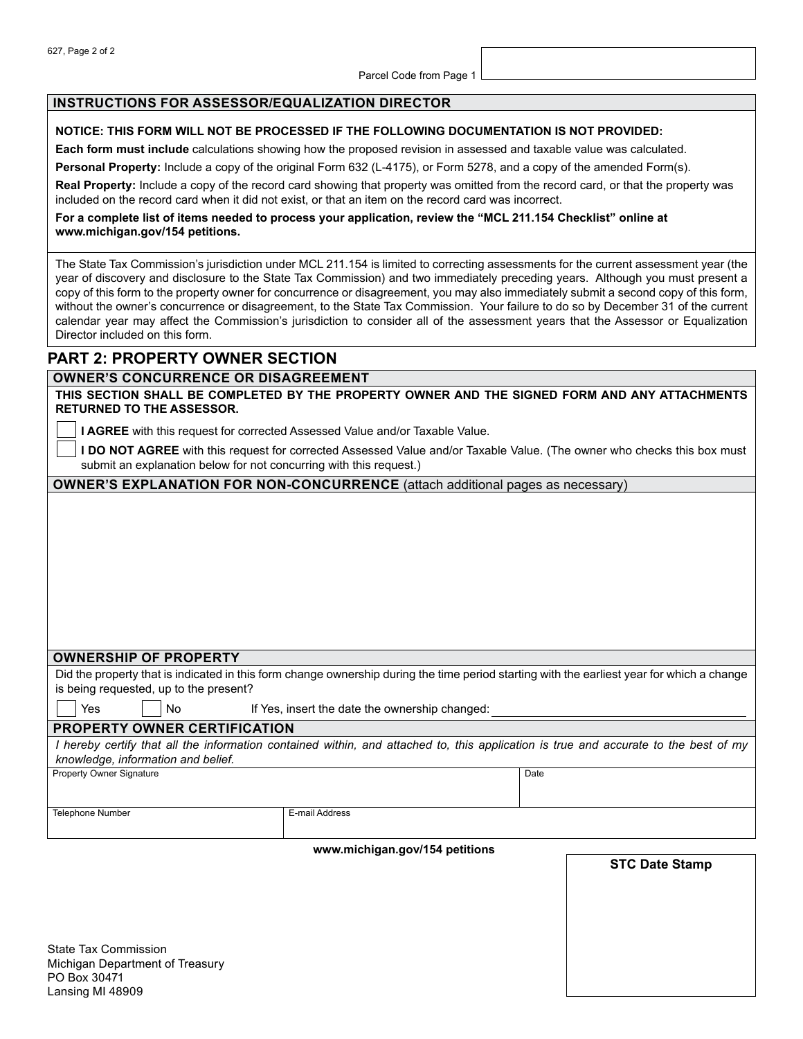Parcel Code from Page 1

## INSTRUCTIONS FOR ASSESSOR/EQUALIZATION DIRECTOR

**NOTICE: THIS FORM WILL NOT BE PROCESSED IF THE FOLLOWING DOCUMENTATION IS NOT PROVIDED:**

**Each form must include** calculations showing how the proposed revision in assessed and taxable value was calculated.

**Personal Property:** Include a copy of the original Form 632 (L-4175), or Form 5278, and a copy of the amended Form(s).

**Real Property:** Include a copy of the record card showing that property was omitted from the record card, or that the property was included on the record card when it did not exist, or that an item on the record card was incorrect.

**For a complete list of items needed to process your application, review the "MCL 211.154 Checklist" online at www.michigan.gov/154 petitions.**

The State Tax Commission's jurisdiction under MCL 211.154 is limited to correcting assessments for the current assessment year (the year of discovery and disclosure to the State Tax Commission) and two immediately preceding years. Although you must present a copy of this form to the property owner for concurrence or disagreement, you may also immediately submit a second copy of this form, without the owner's concurrence or disagreement, to the State Tax Commission. Your failure to do so by December 31 of the current calendar year may affect the Commission's jurisdiction to consider all of the assessment years that the Assessor or Equalization Director included on this form.

# PART 2: PROPERTY OWNER SECTION

## OWNER'S CONCURRENCE OR DISAGREEMENT

**THIS SECTION SHALL BE COMPLETED BY THE PROPERTY OWNER AND THE SIGNED FORM AND ANY ATTACHMENTS RETURNED TO THE ASSESSOR.**

☐ **I AGREE** with this request for corrected Assessed Value and/or Taxable Value.

☐ **I DO NOT AGREE** with this request for corrected Assessed Value and/or Taxable Value. (The owner who checks this box must submit an explanation below for not concurring with this request.)

## OWNER'S EXPLANATION FOR NON-CONCURRENCE (attach additional pages as necessary)

## OWNERSHIP OF PROPERTY

Did the property that is indicated in this form change ownership during the time period starting with the earliest year for which a change is being requested, up to the present?

☐ Yes ☐ No If Yes, insert the date the ownership changed: ____________________

## PROPERTY OWNER CERTIFICATION

*I hereby certify that all the information contained within, and attached to, this application is true and accurate to the best of my knowledge, information and belief.*

| Property Owner Signature | | Date |
|---|---|---|
| Telephone Number | E-mail Address | |

**www.michigan.gov/154 petitions**

**STC Date Stamp**

State Tax Commission
Michigan Department of Treasury
PO Box 30471
Lansing MI 48909